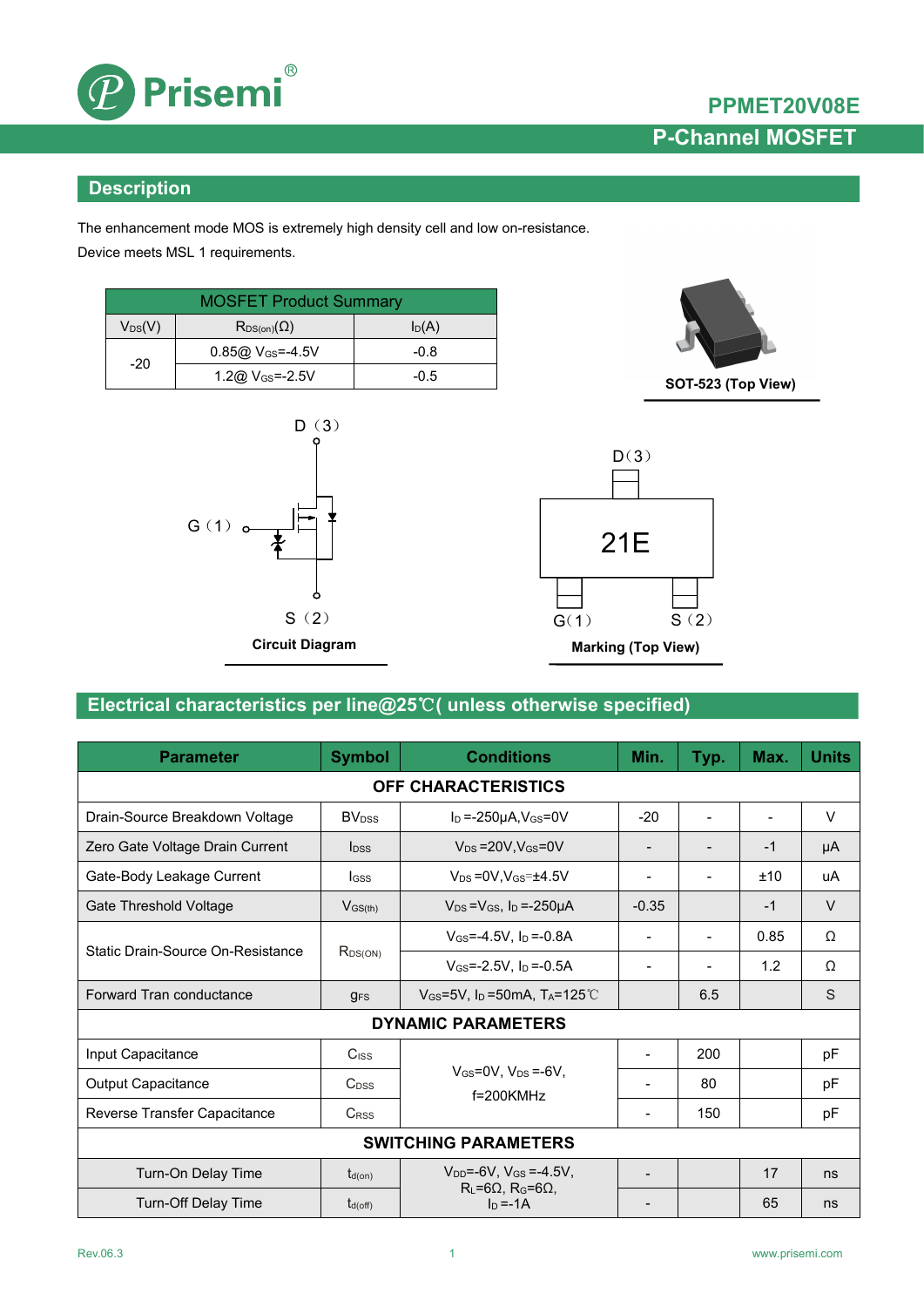PPMET20V08E

P-Channel MOSFET

## Description

The enhancement mode MOS is extremely high density cell and low on-resistance.

Device meets MSL 1 requirements.

| MOSFET Product Summary | | |
|---|---|---|
| $V_{DS}$(V) | $R_{DS(on)}$(Ω) | $I_D$(A) |
| -20 | 0.85@ $V_{GS}$=-4.5V | -0.8 |
| | 1.2@ $V_{GS}$=-2.5V | -0.5 |

SOT-523 (Top View)

D（3）

G（1）

S（2）

Circuit Diagram

D（3）

21E

G（1）　S（2）

Marking (Top View)

## Electrical characteristics per line@25℃( unless otherwise specified)

| Parameter | Symbol | Conditions | Min. | Typ. | Max. | Units |
|---|---|---|---|---|---|---|
| **OFF CHARACTERISTICS** | | | | | | |
| Drain-Source Breakdown Voltage | $BV_{DSS}$ | $I_D$ =-250μA,$V_{GS}$=0V | -20 | - | - | V |
| Zero Gate Voltage Drain Current | $I_{DSS}$ | $V_{DS}$ =20V,$V_{GS}$=0V | - | - | -1 | μA |
| Gate-Body Leakage Current | $I_{GSS}$ | $V_{DS}$ =0V,$V_{GS}$=±4.5V | - | - | ±10 | uA |
| Gate Threshold Voltage | $V_{GS(th)}$ | $V_{DS}$ =$V_{GS}$, $I_D$ =-250μA | -0.35 | | -1 | V |
| Static Drain-Source On-Resistance | $R_{DS(ON)}$ | $V_{GS}$=-4.5V, $I_D$ =-0.8A | - | - | 0.85 | Ω |
| | | $V_{GS}$=-2.5V, $I_D$ =-0.5A | - | - | 1.2 | Ω |
| Forward Tran conductance | $g_{FS}$ | $V_{GS}$=5V, $I_D$ =50mA, $T_A$=125℃ | | 6.5 | | S |
| **DYNAMIC PARAMETERS** | | | | | | |
| Input Capacitance | $C_{ISS}$ | $V_{GS}$=0V, $V_{DS}$ =-6V, f=200KMHz | - | 200 | | pF |
| Output Capacitance | $C_{DSS}$ | | - | 80 | | pF |
| Reverse Transfer Capacitance | $C_{RSS}$ | | - | 150 | | pF |
| **SWITCHING PARAMETERS** | | | | | | |
| Turn-On Delay Time | $t_{d(on)}$ | $V_{DD}$=-6V, $V_{GS}$ =-4.5V, $R_L$=6Ω, $R_G$=6Ω, $I_D$ =-1A | - | | 17 | ns |
| Turn-Off Delay Time | $t_{d(off)}$ | | - | | 65 | ns |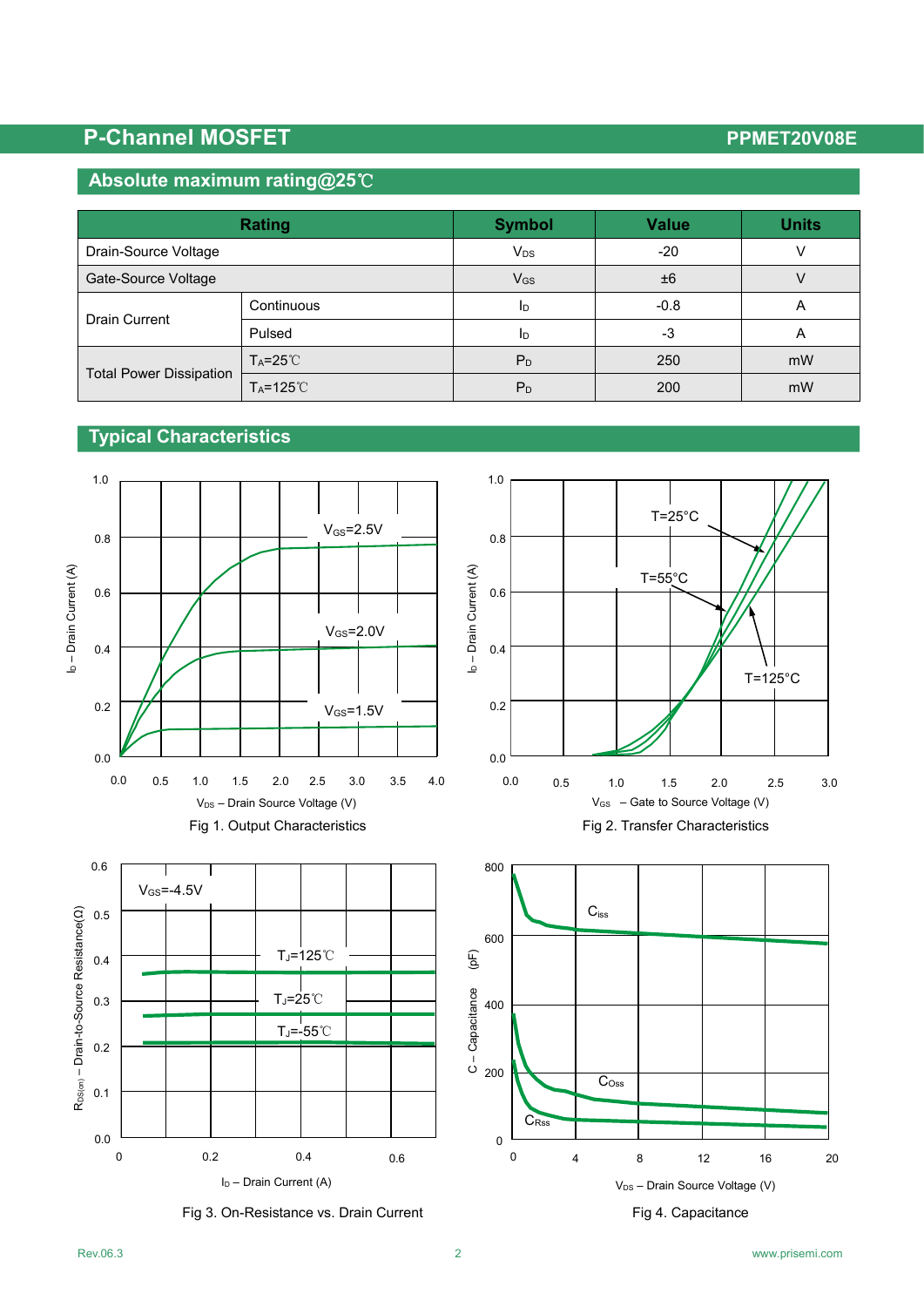## Absolute maximum rating@25℃

| Rating | | Symbol | Value | Units |
|---|---|---|---|---|
| Drain-Source Voltage | | $V_{DS}$ | -20 | V |
| Gate-Source Voltage | | $V_{GS}$ | ±6 | V |
| Drain Current | Continuous | $I_D$ | -0.8 | A |
| | Pulsed | $I_D$ | -3 | A |
| Total Power Dissipation | $T_A$=25℃ | $P_D$ | 250 | mW |
| | $T_A$=125℃ | $P_D$ | 200 | mW |

## Typical Characteristics

Fig 1. Output Characteristics

Fig 2. Transfer Characteristics

Fig 3. On-Resistance vs. Drain Current

Fig 4. Capacitance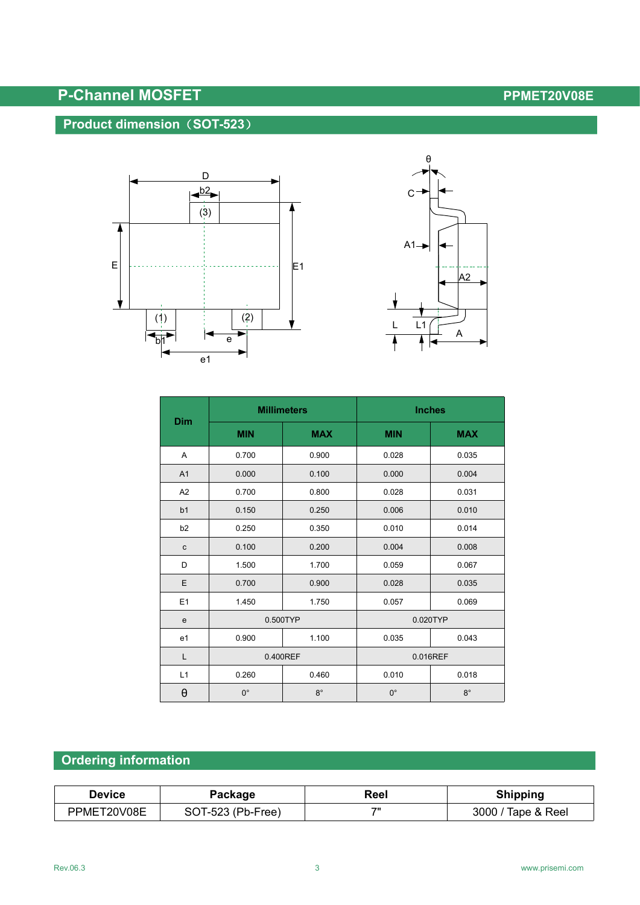## Product dimension（SOT-523）

| Dim | Millimeters | | Inches | |
|---|---|---|---|---|
| | MIN | MAX | MIN | MAX |
| A | 0.700 | 0.900 | 0.028 | 0.035 |
| A1 | 0.000 | 0.100 | 0.000 | 0.004 |
| A2 | 0.700 | 0.800 | 0.028 | 0.031 |
| b1 | 0.150 | 0.250 | 0.006 | 0.010 |
| b2 | 0.250 | 0.350 | 0.010 | 0.014 |
| c | 0.100 | 0.200 | 0.004 | 0.008 |
| D | 1.500 | 1.700 | 0.059 | 0.067 |
| E | 0.700 | 0.900 | 0.028 | 0.035 |
| E1 | 1.450 | 1.750 | 0.057 | 0.069 |
| e | 0.500TYP | | 0.020TYP | |
| e1 | 0.900 | 1.100 | 0.035 | 0.043 |
| L | 0.400REF | | 0.016REF | |
| L1 | 0.260 | 0.460 | 0.010 | 0.018 |
| θ | 0° | 8° | 0° | 8° |

## Ordering information

| Device | Package | Reel | Shipping |
|---|---|---|---|
| PPMET20V08E | SOT-523 (Pb-Free) | 7" | 3000 / Tape & Reel |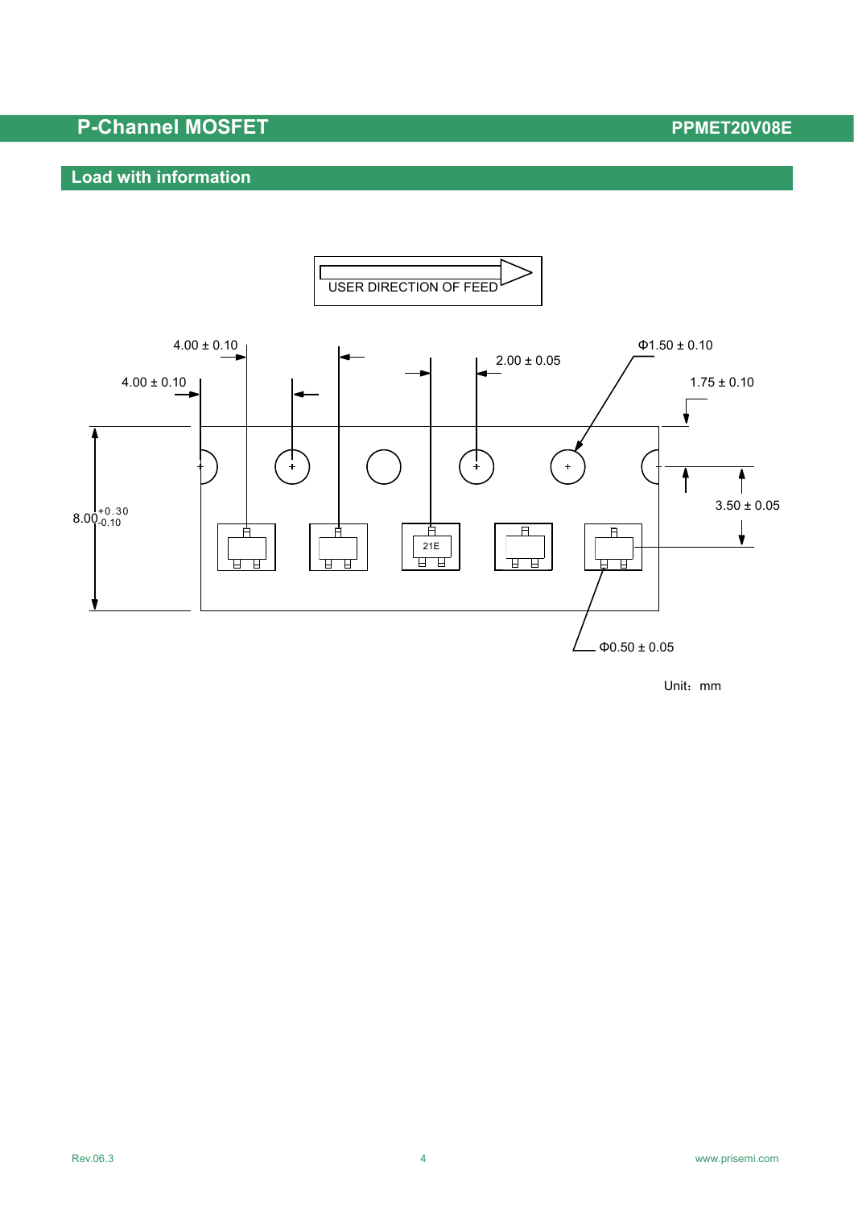## Load with information

USER DIRECTION OF FEED

4.00 ± 0.10

4.00 ± 0.10

2.00 ± 0.05

Φ1.50 ± 0.10

1.75 ± 0.10

$8.00^{+0.30}_{-0.10}$

3.50 ± 0.05

21E

Φ0.50 ± 0.05

Unit：mm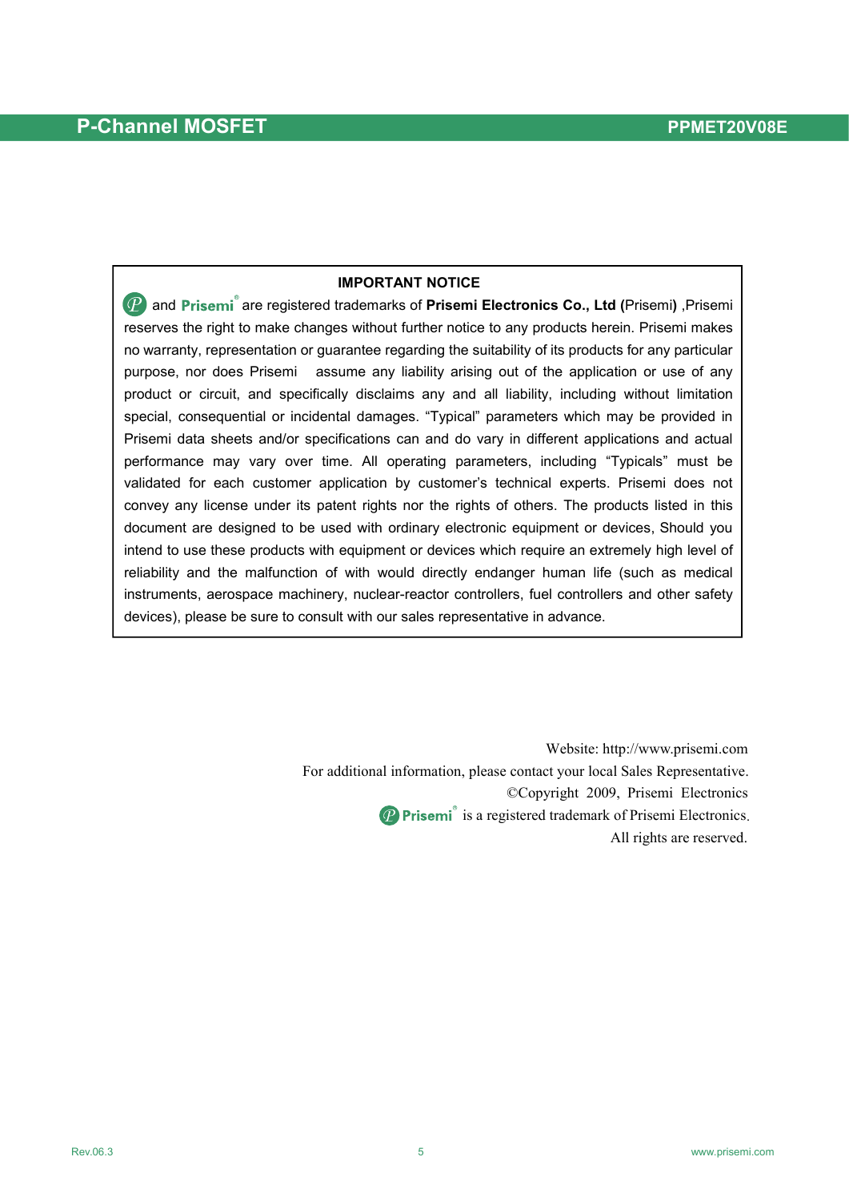## IMPORTANT NOTICE

and **Prisemi**® are registered trademarks of **Prisemi Electronics Co., Ltd (**Prisemi**)** ,Prisemi reserves the right to make changes without further notice to any products herein. Prisemi makes no warranty, representation or guarantee regarding the suitability of its products for any particular purpose, nor does Prisemi assume any liability arising out of the application or use of any product or circuit, and specifically disclaims any and all liability, including without limitation special, consequential or incidental damages. "Typical" parameters which may be provided in Prisemi data sheets and/or specifications can and do vary in different applications and actual performance may vary over time. All operating parameters, including "Typicals" must be validated for each customer application by customer's technical experts. Prisemi does not convey any license under its patent rights nor the rights of others. The products listed in this document are designed to be used with ordinary electronic equipment or devices, Should you intend to use these products with equipment or devices which require an extremely high level of reliability and the malfunction of with would directly endanger human life (such as medical instruments, aerospace machinery, nuclear-reactor controllers, fuel controllers and other safety devices), please be sure to consult with our sales representative in advance.

Website: http://www.prisemi.com

For additional information, please contact your local Sales Representative.

©Copyright 2009, Prisemi Electronics

Prisemi® is a registered trademark of Prisemi Electronics.

All rights are reserved.